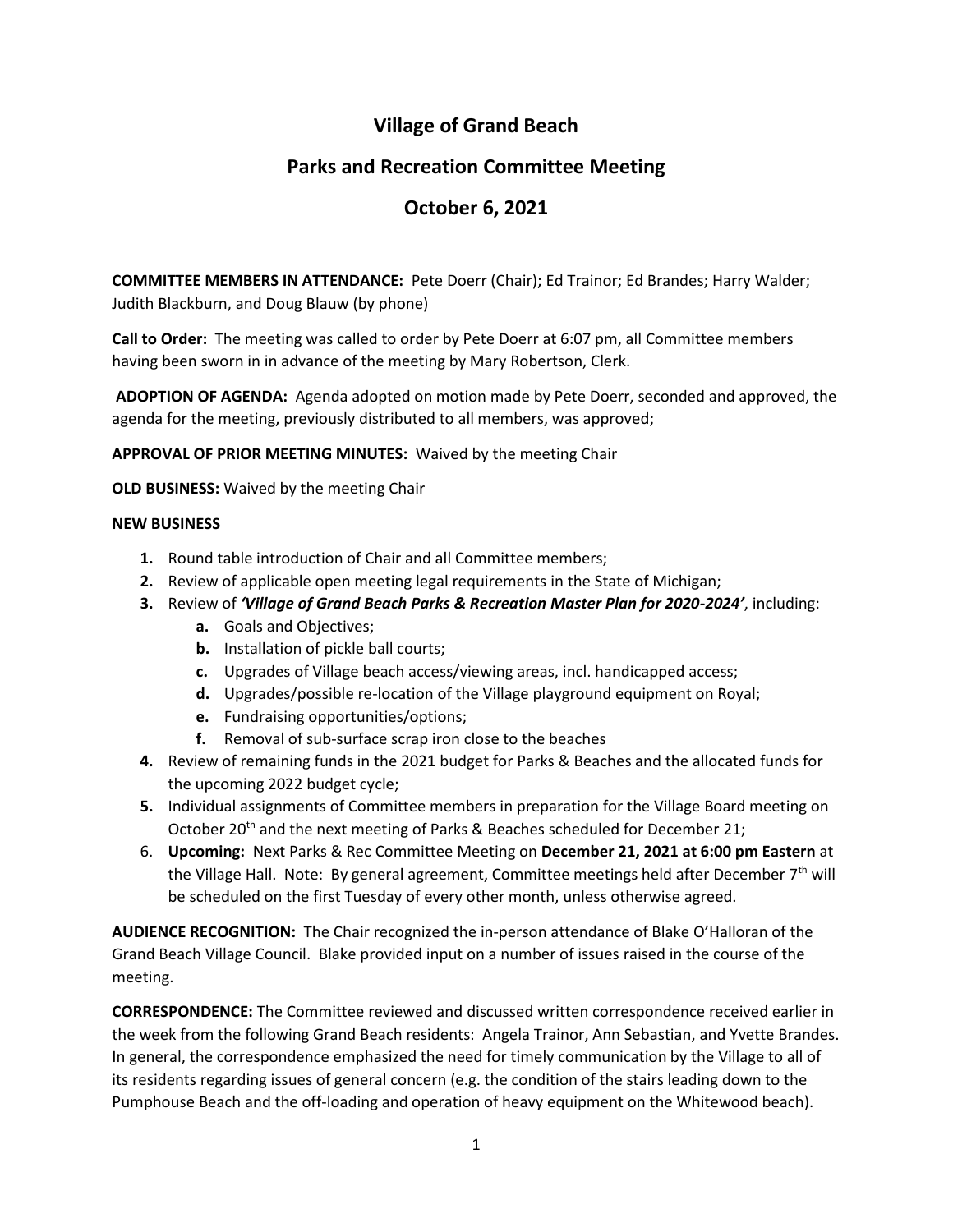# Village of Grand Beach

## Parks and Recreation Committee Meeting

## October 6, 2021

**COMMITTEE MEMBERS IN ATTENDANCE:** Pete Doerr (Chair); Ed Trainor; Ed Brandes; Harry Walder; Judith Blackburn, and Doug Blauw (by phone)

**Call to Order:** The meeting was called to order by Pete Doerr at 6:07 pm, all Committee members having been sworn in in advance of the meeting by Mary Robertson, Clerk.

**ADOPTION OF AGENDA:** Agenda adopted on motion made by Pete Doerr, seconded and approved, the agenda for the meeting, previously distributed to all members, was approved;

**APPROVAL OF PRIOR MEETING MINUTES:** Waived by the meeting Chair

**OLD BUSINESS:** Waived by the meeting Chair

**NEW BUSINESS**

1. Round table introduction of Chair and all Committee members;
2. Review of applicable open meeting legal requirements in the State of Michigan;
3. Review of ***'Village of Grand Beach Parks & Recreation Master Plan for 2020-2024'***, including:
   - **a.** Goals and Objectives;
   - **b.** Installation of pickle ball courts;
   - **c.** Upgrades of Village beach access/viewing areas, incl. handicapped access;
   - **d.** Upgrades/possible re-location of the Village playground equipment on Royal;
   - **e.** Fundraising opportunities/options;
   - **f.** Removal of sub-surface scrap iron close to the beaches
4. Review of remaining funds in the 2021 budget for Parks & Beaches and the allocated funds for the upcoming 2022 budget cycle;
5. Individual assignments of Committee members in preparation for the Village Board meeting on October 20th and the next meeting of Parks & Beaches scheduled for December 21;
6. **Upcoming:** Next Parks & Rec Committee Meeting on **December 21, 2021 at 6:00 pm Eastern** at the Village Hall. Note: By general agreement, Committee meetings held after December 7th will be scheduled on the first Tuesday of every other month, unless otherwise agreed.

**AUDIENCE RECOGNITION:** The Chair recognized the in-person attendance of Blake O'Halloran of the Grand Beach Village Council. Blake provided input on a number of issues raised in the course of the meeting.

**CORRESPONDENCE:** The Committee reviewed and discussed written correspondence received earlier in the week from the following Grand Beach residents: Angela Trainor, Ann Sebastian, and Yvette Brandes. In general, the correspondence emphasized the need for timely communication by the Village to all of its residents regarding issues of general concern (e.g. the condition of the stairs leading down to the Pumphouse Beach and the off-loading and operation of heavy equipment on the Whitewood beach).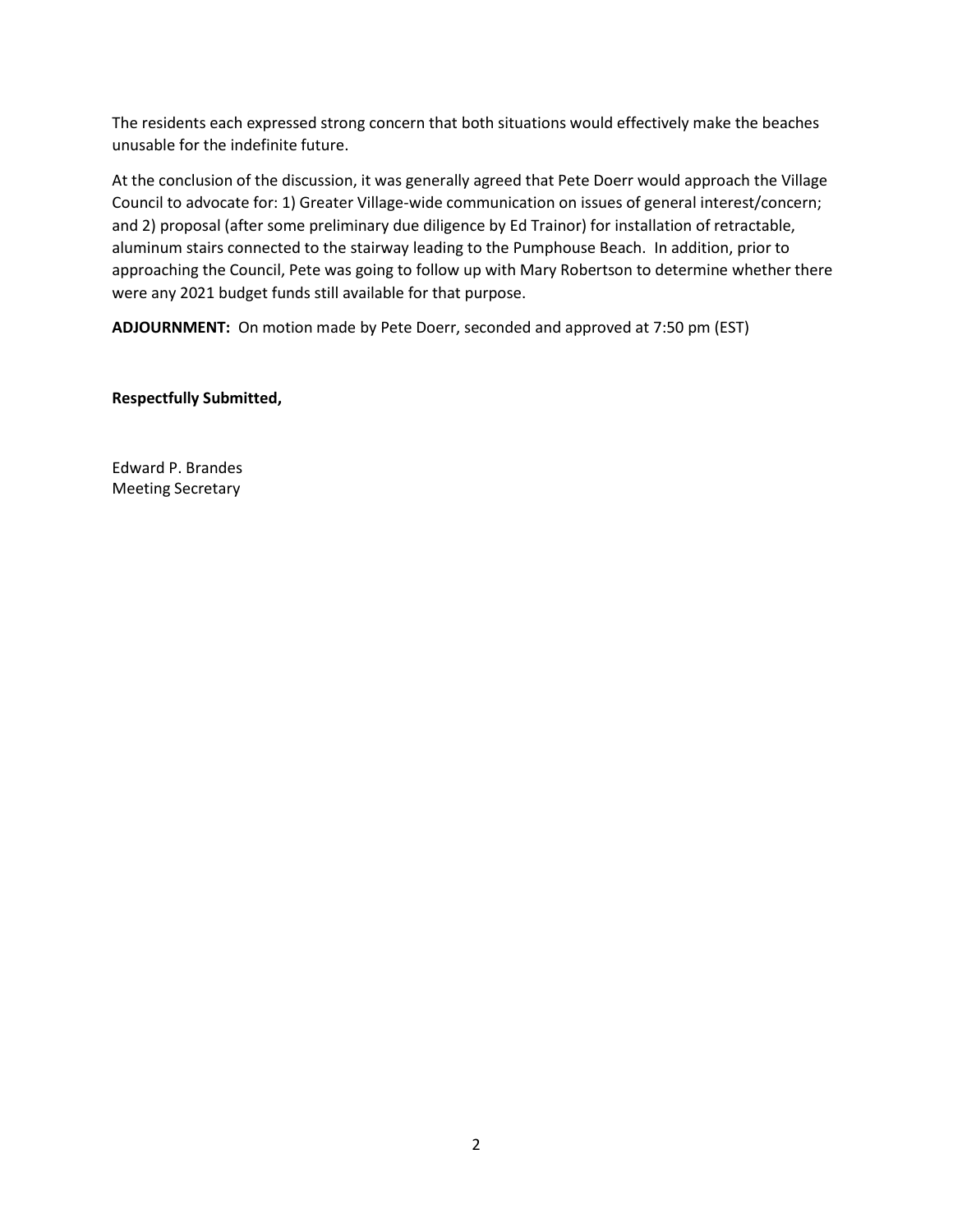The residents each expressed strong concern that both situations would effectively make the beaches unusable for the indefinite future.

At the conclusion of the discussion, it was generally agreed that Pete Doerr would approach the Village Council to advocate for: 1) Greater Village-wide communication on issues of general interest/concern; and 2) proposal (after some preliminary due diligence by Ed Trainor) for installation of retractable, aluminum stairs connected to the stairway leading to the Pumphouse Beach. In addition, prior to approaching the Council, Pete was going to follow up with Mary Robertson to determine whether there were any 2021 budget funds still available for that purpose.

**ADJOURNMENT:** On motion made by Pete Doerr, seconded and approved at 7:50 pm (EST)

**Respectfully Submitted,**

Edward P. Brandes
Meeting Secretary